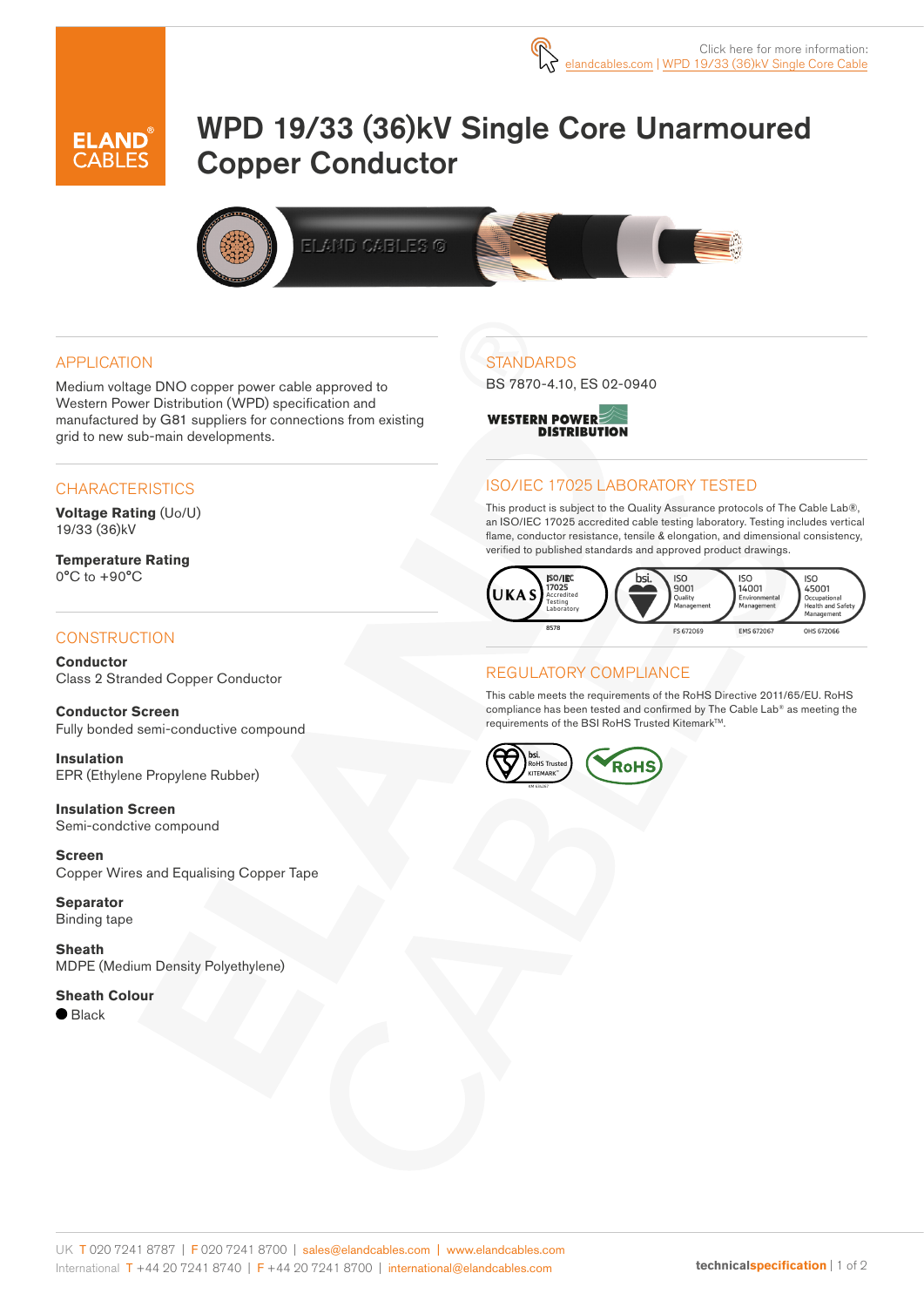Click here for more information: elandcables.com | WPD 19/33 (36)kV Single Core Cable

# WPD 19/33 (36)kV Single Core Unarmoured Copper Conductor

## APPLICATION

Medium voltage DNO copper power cable approved to Western Power Distribution (WPD) specification and manufactured by G81 suppliers for connections from existing grid to new sub-main developments.

## CHARACTERISTICS

**Voltage Rating** (Uo/U)
19/33 (36)kV

**Temperature Rating**
0°C to +90°C

## CONSTRUCTION

**Conductor**
Class 2 Stranded Copper Conductor

**Conductor Screen**
Fully bonded semi-conductive compound

**Insulation**
EPR (Ethylene Propylene Rubber)

**Insulation Screen**
Semi-condctive compound

**Screen**
Copper Wires and Equalising Copper Tape

**Separator**
Binding tape

**Sheath**
MDPE (Medium Density Polyethylene)

**Sheath Colour**
● Black

## STANDARDS

BS 7870-4.10, ES 02-0940

WESTERN POWER DISTRIBUTION

## ISO/IEC 17025 LABORATORY TESTED

This product is subject to the Quality Assurance protocols of The Cable Lab®, an ISO/IEC 17025 accredited cable testing laboratory. Testing includes vertical flame, conductor resistance, tensile & elongation, and dimensional consistency, verified to published standards and approved product drawings.

UKAS ISO/IEC 17025 Accredited Testing Laboratory 8578 | bsi. ISO 9001 Quality Management FS 672069 | ISO 14001 Environmental Management EMS 672067 | ISO 45001 Occupational Health and Safety Management OHS 672066

## REGULATORY COMPLIANCE

This cable meets the requirements of the RoHS Directive 2011/65/EU. RoHS compliance has been tested and confirmed by The Cable Lab® as meeting the requirements of the BSI RoHS Trusted Kitemark™.

bsi. RoHS Trusted KITEMARK™ | RoHS

UK T 020 7241 8787 | F 020 7241 8700 | sales@elandcables.com | www.elandcables.com
International T +44 20 7241 8740 | F +44 20 7241 8700 | international@elandcables.com

technicalspecification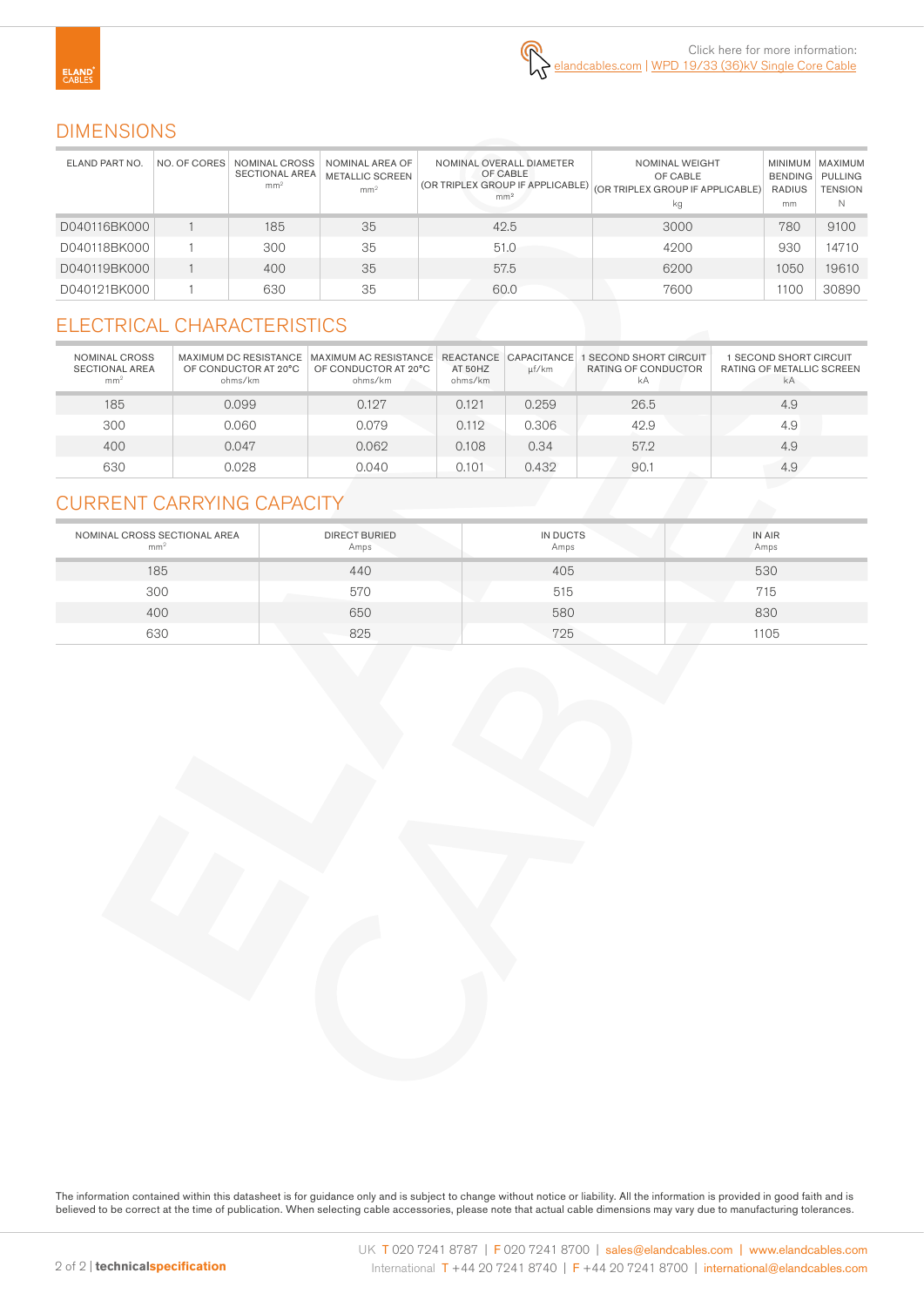Click here for more information: elandcables.com | WPD 19/33 (36)kV Single Core Cable

## DIMENSIONS

| ELAND PART NO. | NO. OF CORES | NOMINAL CROSS SECTIONAL AREA mm² | NOMINAL AREA OF METALLIC SCREEN mm² | NOMINAL OVERALL DIAMETER OF CABLE (OR TRIPLEX GROUP IF APPLICABLE) mm² | NOMINAL WEIGHT OF CABLE (OR TRIPLEX GROUP IF APPLICABLE) kg | MINIMUM BENDING RADIUS mm | MAXIMUM PULLING TENSION N |
|---|---|---|---|---|---|---|---|
| D040116BK000 | 1 | 185 | 35 | 42.5 | 3000 | 780 | 9100 |
| D040118BK000 | 1 | 300 | 35 | 51.0 | 4200 | 930 | 14710 |
| D040119BK000 | 1 | 400 | 35 | 57.5 | 6200 | 1050 | 19610 |
| D040121BK000 | 1 | 630 | 35 | 60.0 | 7600 | 1100 | 30890 |

## ELECTRICAL CHARACTERISTICS

| NOMINAL CROSS SECTIONAL AREA mm² | MAXIMUM DC RESISTANCE OF CONDUCTOR AT 20°C ohms/km | MAXIMUM AC RESISTANCE OF CONDUCTOR AT 20°C ohms/km | REACTANCE AT 50HZ ohms/km | CAPACITANCE µf/km | 1 SECOND SHORT CIRCUIT RATING OF CONDUCTOR kA | 1 SECOND SHORT CIRCUIT RATING OF METALLIC SCREEN kA |
|---|---|---|---|---|---|---|
| 185 | 0.099 | 0.127 | 0.121 | 0.259 | 26.5 | 4.9 |
| 300 | 0.060 | 0.079 | 0.112 | 0.306 | 42.9 | 4.9 |
| 400 | 0.047 | 0.062 | 0.108 | 0.34 | 57.2 | 4.9 |
| 630 | 0.028 | 0.040 | 0.101 | 0.432 | 90.1 | 4.9 |

## CURRENT CARRYING CAPACITY

| NOMINAL CROSS SECTIONAL AREA mm² | DIRECT BURIED Amps | IN DUCTS Amps | IN AIR Amps |
|---|---|---|---|
| 185 | 440 | 405 | 530 |
| 300 | 570 | 515 | 715 |
| 400 | 650 | 580 | 830 |
| 630 | 825 | 725 | 1105 |

The information contained within this datasheet is for guidance only and is subject to change without notice or liability. All the information is provided in good faith and is believed to be correct at the time of publication. When selecting cable accessories, please note that actual cable dimensions may vary due to manufacturing tolerances.

**technicalspecification**

UK T 020 7241 8787 | F 020 7241 8700 | sales@elandcables.com | www.elandcables.com
International T +44 20 7241 8740 | F +44 20 7241 8700 | international@elandcables.com